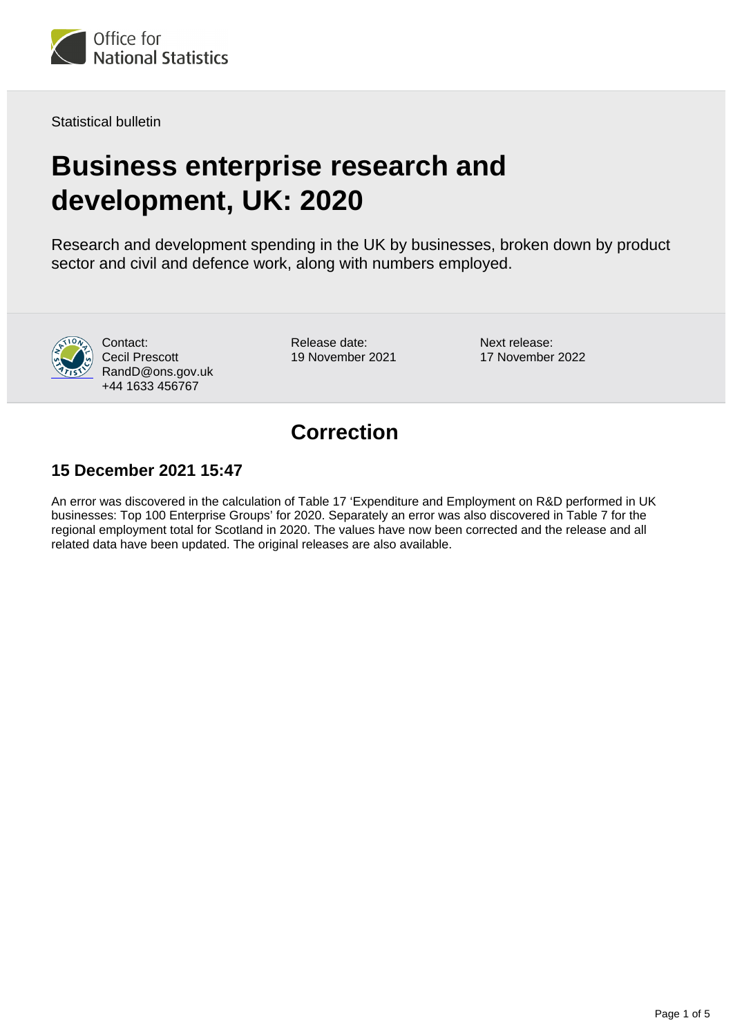Statistical bulletin

# Business enterprise research and development, UK: 2020

Research and development spending in the UK by businesses, broken down by product sector and civil and defence work, along with numbers employed.

Contact:
Cecil Prescott
RandD@ons.gov.uk
+44 1633 456767

Release date:
19 November 2021

Next release:
17 November 2022

## Correction

### 15 December 2021 15:47

An error was discovered in the calculation of Table 17 'Expenditure and Employment on R&D performed in UK businesses: Top 100 Enterprise Groups' for 2020. Separately an error was also discovered in Table 7 for the regional employment total for Scotland in 2020. The values have now been corrected and the release and all related data have been updated. The original releases are also available.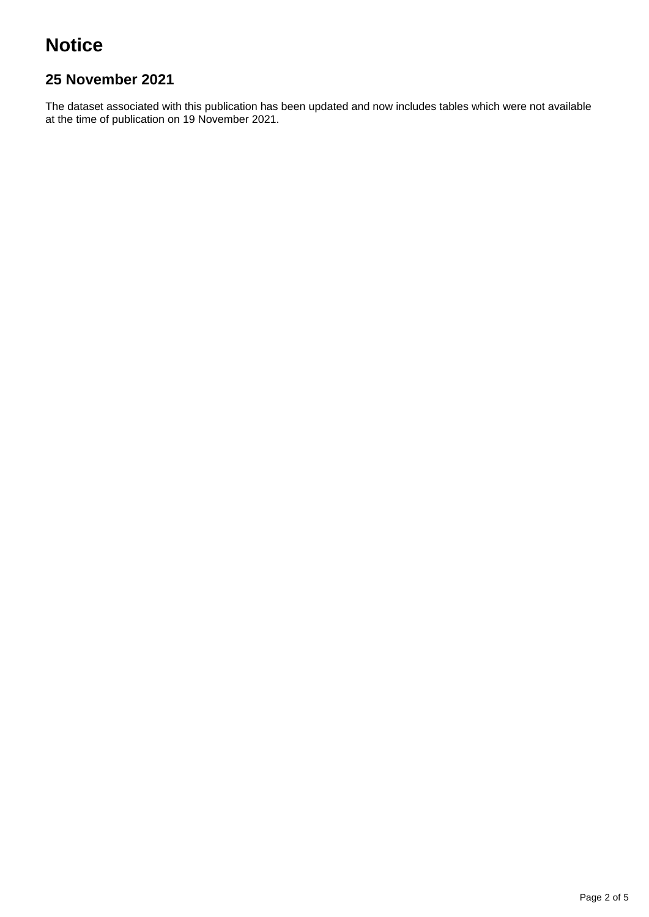# Notice

## 25 November 2021

The dataset associated with this publication has been updated and now includes tables which were not available at the time of publication on 19 November 2021.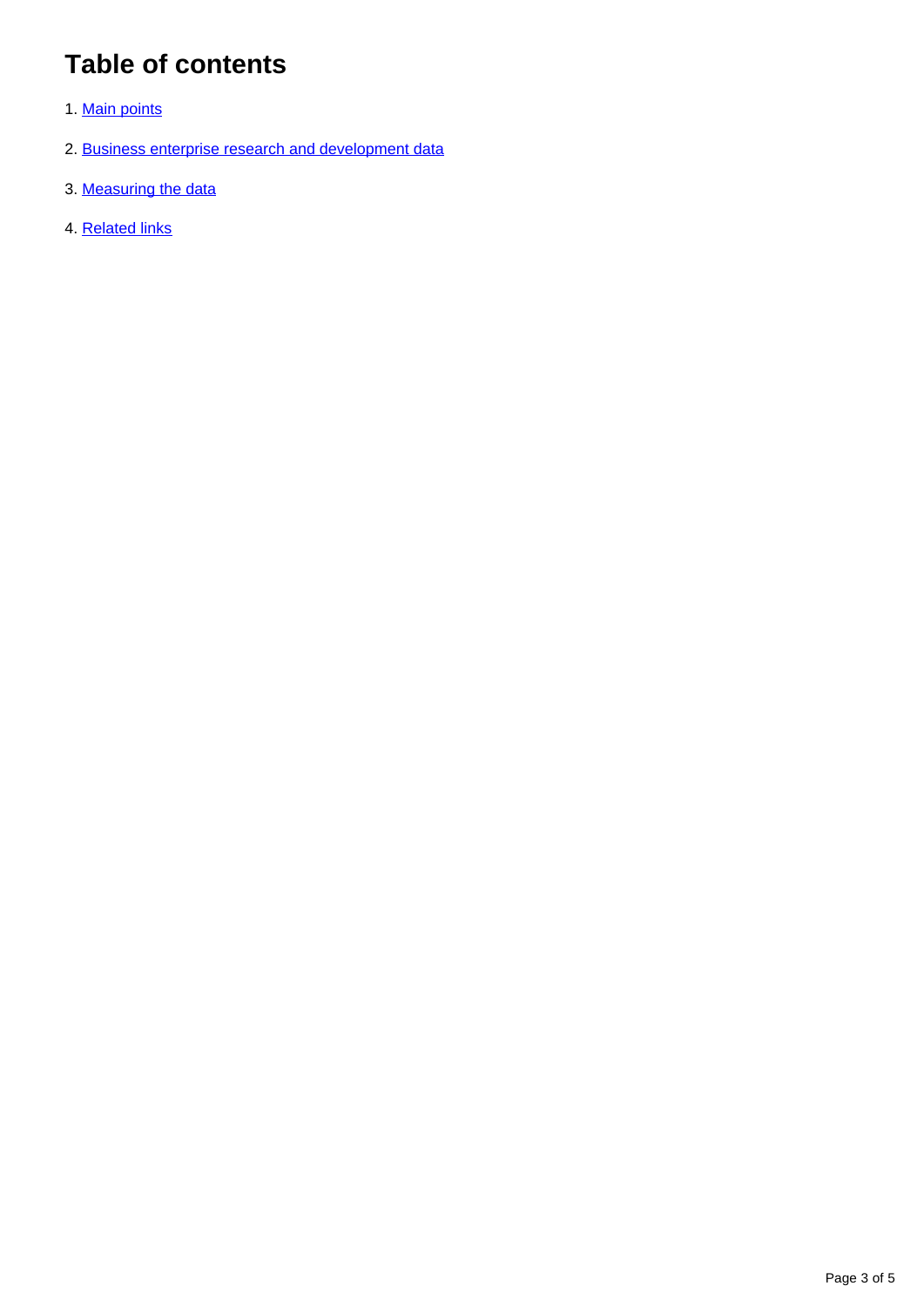# Table of contents

1. Main points
2. Business enterprise research and development data
3. Measuring the data
4. Related links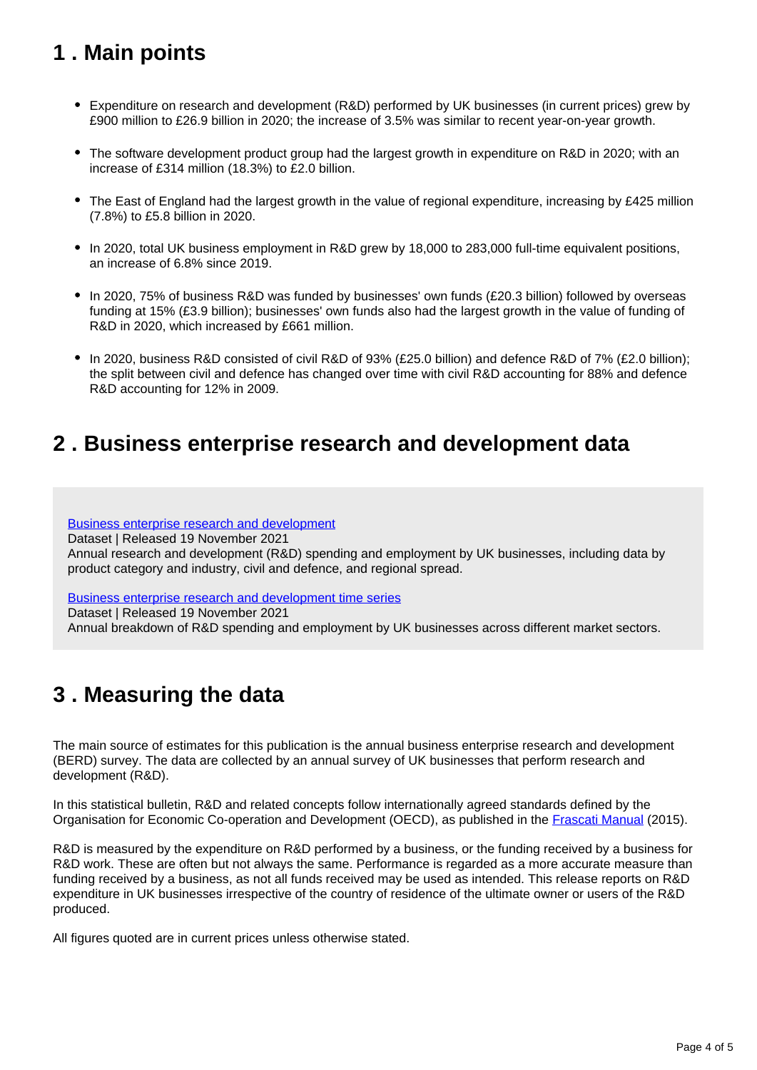## 1 . Main points

- Expenditure on research and development (R&D) performed by UK businesses (in current prices) grew by £900 million to £26.9 billion in 2020; the increase of 3.5% was similar to recent year-on-year growth.
- The software development product group had the largest growth in expenditure on R&D in 2020; with an increase of £314 million (18.3%) to £2.0 billion.
- The East of England had the largest growth in the value of regional expenditure, increasing by £425 million (7.8%) to £5.8 billion in 2020.
- In 2020, total UK business employment in R&D grew by 18,000 to 283,000 full-time equivalent positions, an increase of 6.8% since 2019.
- In 2020, 75% of business R&D was funded by businesses' own funds (£20.3 billion) followed by overseas funding at 15% (£3.9 billion); businesses' own funds also had the largest growth in the value of funding of R&D in 2020, which increased by £661 million.
- In 2020, business R&D consisted of civil R&D of 93% (£25.0 billion) and defence R&D of 7% (£2.0 billion); the split between civil and defence has changed over time with civil R&D accounting for 88% and defence R&D accounting for 12% in 2009.

## 2 . Business enterprise research and development data

[Business enterprise research and development](#)
Dataset | Released 19 November 2021
Annual research and development (R&D) spending and employment by UK businesses, including data by product category and industry, civil and defence, and regional spread.

[Business enterprise research and development time series](#)
Dataset | Released 19 November 2021
Annual breakdown of R&D spending and employment by UK businesses across different market sectors.

## 3 . Measuring the data

The main source of estimates for this publication is the annual business enterprise research and development (BERD) survey. The data are collected by an annual survey of UK businesses that perform research and development (R&D).

In this statistical bulletin, R&D and related concepts follow internationally agreed standards defined by the Organisation for Economic Co-operation and Development (OECD), as published in the [Frascati Manual](#) (2015).

R&D is measured by the expenditure on R&D performed by a business, or the funding received by a business for R&D work. These are often but not always the same. Performance is regarded as a more accurate measure than funding received by a business, as not all funds received may be used as intended. This release reports on R&D expenditure in UK businesses irrespective of the country of residence of the ultimate owner or users of the R&D produced.

All figures quoted are in current prices unless otherwise stated.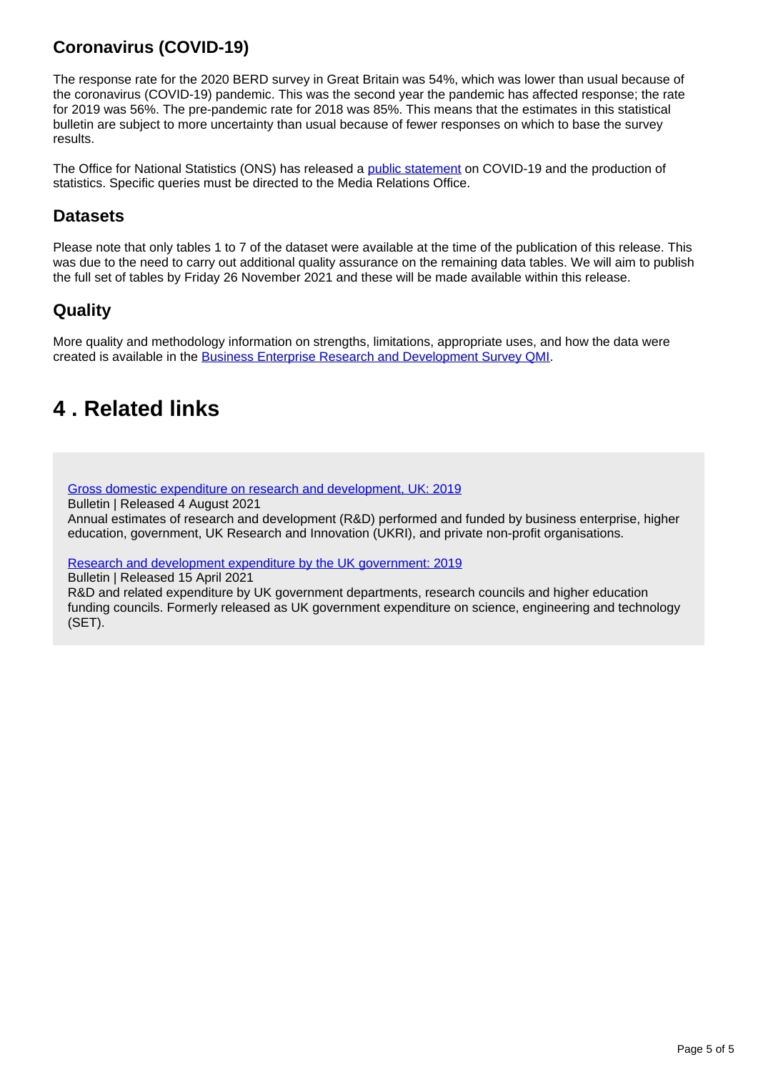### Coronavirus (COVID-19)

The response rate for the 2020 BERD survey in Great Britain was 54%, which was lower than usual because of the coronavirus (COVID-19) pandemic. This was the second year the pandemic has affected response; the rate for 2019 was 56%. The pre-pandemic rate for 2018 was 85%. This means that the estimates in this statistical bulletin are subject to more uncertainty than usual because of fewer responses on which to base the survey results.

The Office for National Statistics (ONS) has released a public statement on COVID-19 and the production of statistics. Specific queries must be directed to the Media Relations Office.

### Datasets

Please note that only tables 1 to 7 of the dataset were available at the time of the publication of this release. This was due to the need to carry out additional quality assurance on the remaining data tables. We will aim to publish the full set of tables by Friday 26 November 2021 and these will be made available within this release.

### Quality

More quality and methodology information on strengths, limitations, appropriate uses, and how the data were created is available in the Business Enterprise Research and Development Survey QMI.

## 4 . Related links

Gross domestic expenditure on research and development, UK: 2019
Bulletin | Released 4 August 2021
Annual estimates of research and development (R&D) performed and funded by business enterprise, higher education, government, UK Research and Innovation (UKRI), and private non-profit organisations.

Research and development expenditure by the UK government: 2019
Bulletin | Released 15 April 2021
R&D and related expenditure by UK government departments, research councils and higher education funding councils. Formerly released as UK government expenditure on science, engineering and technology (SET).